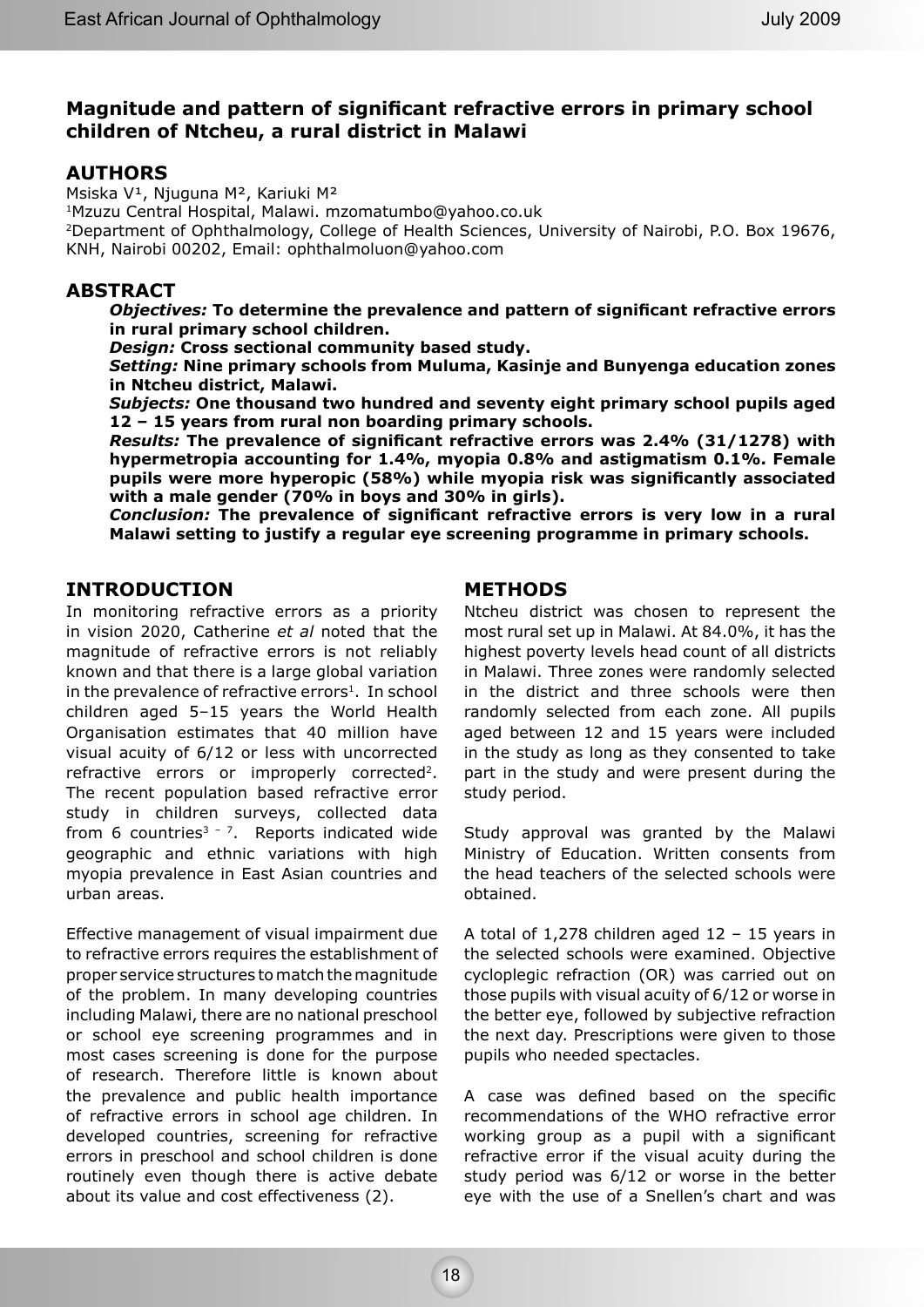# Magnitude and pattern of significant refractive errors in primary school children of Ntcheu, a rural district in Malawi

## AUTHORS

Msiska V[1], Njuguna M[2], Kariuki M[2]

[1]Mzuzu Central Hospital, Malawi. mzomatumbo@yahoo.co.uk

[2]Department of Ophthalmology, College of Health Sciences, University of Nairobi, P.O. Box 19676, KNH, Nairobi 00202, Email: ophthalmoluon@yahoo.com

## ABSTRACT

***Objectives:*** **To determine the prevalence and pattern of significant refractive errors in rural primary school children.**

***Design:*** **Cross sectional community based study.**

***Setting:*** **Nine primary schools from Muluma, Kasinje and Bunyenga education zones in Ntcheu district, Malawi.**

***Subjects:*** **One thousand two hundred and seventy eight primary school pupils aged 12 – 15 years from rural non boarding primary schools.**

***Results:*** **The prevalence of significant refractive errors was 2.4% (31/1278) with hypermetropia accounting for 1.4%, myopia 0.8% and astigmatism 0.1%. Female pupils were more hyperopic (58%) while myopia risk was significantly associated with a male gender (70% in boys and 30% in girls).**

***Conclusion:*** **The prevalence of significant refractive errors is very low in a rural Malawi setting to justify a regular eye screening programme in primary schools.**

## INTRODUCTION

In monitoring refractive errors as a priority in vision 2020, Catherine *et al* noted that the magnitude of refractive errors is not reliably known and that there is a large global variation in the prevalence of refractive errors[1]. In school children aged 5–15 years the World Health Organisation estimates that 40 million have visual acuity of 6/12 or less with uncorrected refractive errors or improperly corrected[2]. The recent population based refractive error study in children surveys, collected data from 6 countries[3 – 7]. Reports indicated wide geographic and ethnic variations with high myopia prevalence in East Asian countries and urban areas.

Effective management of visual impairment due to refractive errors requires the establishment of proper service structures to match the magnitude of the problem. In many developing countries including Malawi, there are no national preschool or school eye screening programmes and in most cases screening is done for the purpose of research. Therefore little is known about the prevalence and public health importance of refractive errors in school age children. In developed countries, screening for refractive errors in preschool and school children is done routinely even though there is active debate about its value and cost effectiveness (2).

## METHODS

Ntcheu district was chosen to represent the most rural set up in Malawi. At 84.0%, it has the highest poverty levels head count of all districts in Malawi. Three zones were randomly selected in the district and three schools were then randomly selected from each zone. All pupils aged between 12 and 15 years were included in the study as long as they consented to take part in the study and were present during the study period.

Study approval was granted by the Malawi Ministry of Education. Written consents from the head teachers of the selected schools were obtained.

A total of 1,278 children aged 12 – 15 years in the selected schools were examined. Objective cycloplegic refraction (OR) was carried out on those pupils with visual acuity of 6/12 or worse in the better eye, followed by subjective refraction the next day. Prescriptions were given to those pupils who needed spectacles.

A case was defined based on the specific recommendations of the WHO refractive error working group as a pupil with a significant refractive error if the visual acuity during the study period was 6/12 or worse in the better eye with the use of a Snellen's chart and was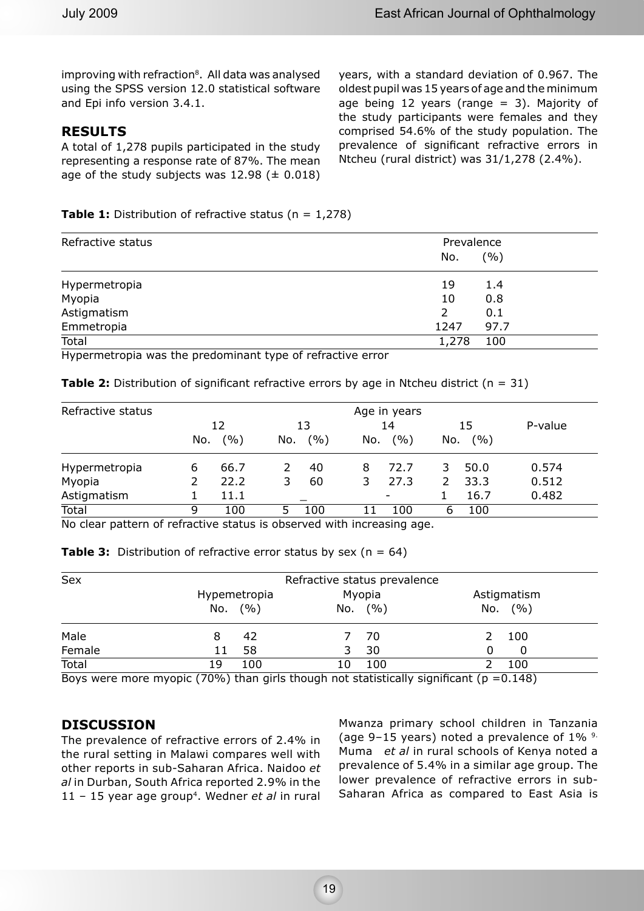improving with refraction[8]. All data was analysed using the SPSS version 12.0 statistical software and Epi info version 3.4.1.

## RESULTS

A total of 1,278 pupils participated in the study representing a response rate of 87%. The mean age of the study subjects was 12.98 (± 0.018) years, with a standard deviation of 0.967. The oldest pupil was 15 years of age and the minimum age being 12 years (range = 3). Majority of the study participants were females and they comprised 54.6% of the study population. The prevalence of significant refractive errors in Ntcheu (rural district) was 31/1,278 (2.4%).

**Table 1:** Distribution of refractive status (n = 1,278)

| Refractive status | Prevalence No. | (%) |
|---|---|---|
| Hypermetropia | 19 | 1.4 |
| Myopia | 10 | 0.8 |
| Astigmatism | 2 | 0.1 |
| Emmetropia | 1247 | 97.7 |
| Total | 1,278 | 100 |

Hypermetropia was the predominant type of refractive error

**Table 2:** Distribution of significant refractive errors by age in Ntcheu district (n = 31)

| Refractive status | Age in years 12 No. | (%) | 13 No. | (%) | 14 No. | (%) | 15 No. | (%) | P-value |
|---|---|---|---|---|---|---|---|---|---|
| Hypermetropia | 6 | 66.7 | 2 | 40 | 8 | 72.7 | 3 | 50.0 | 0.574 |
| Myopia | 2 | 22.2 | 3 | 60 | 3 | 27.3 | 2 | 33.3 | 0.512 |
| Astigmatism | 1 | 11.1 | _ | | - | | 1 | 16.7 | 0.482 |
| Total | 9 | 100 | 5 | 100 | 11 | 100 | 6 | 100 | |

No clear pattern of refractive status is observed with increasing age.

**Table 3:** Distribution of refractive error status by sex (n = 64)

| Sex | Hypemetropia No. | (%) | Myopia No. | (%) | Astigmatism No. | (%) |
|---|---|---|---|---|---|---|
| Male | 8 | 42 | 7 | 70 | 2 | 100 |
| Female | 11 | 58 | 3 | 30 | 0 | 0 |
| Total | 19 | 100 | 10 | 100 | 2 | 100 |

Boys were more myopic (70%) than girls though not statistically significant (p =0.148)

## DISCUSSION

The prevalence of refractive errors of 2.4% in the rural setting in Malawi compares well with other reports in sub-Saharan Africa. Naidoo *et al* in Durban, South Africa reported 2.9% in the 11 – 15 year age group[4]. Wedner *et al* in rural Mwanza primary school children in Tanzania (age 9–15 years) noted a prevalence of 1% [9]. Muma *et al* in rural schools of Kenya noted a prevalence of 5.4% in a similar age group. The lower prevalence of refractive errors in sub-Saharan Africa as compared to East Asia is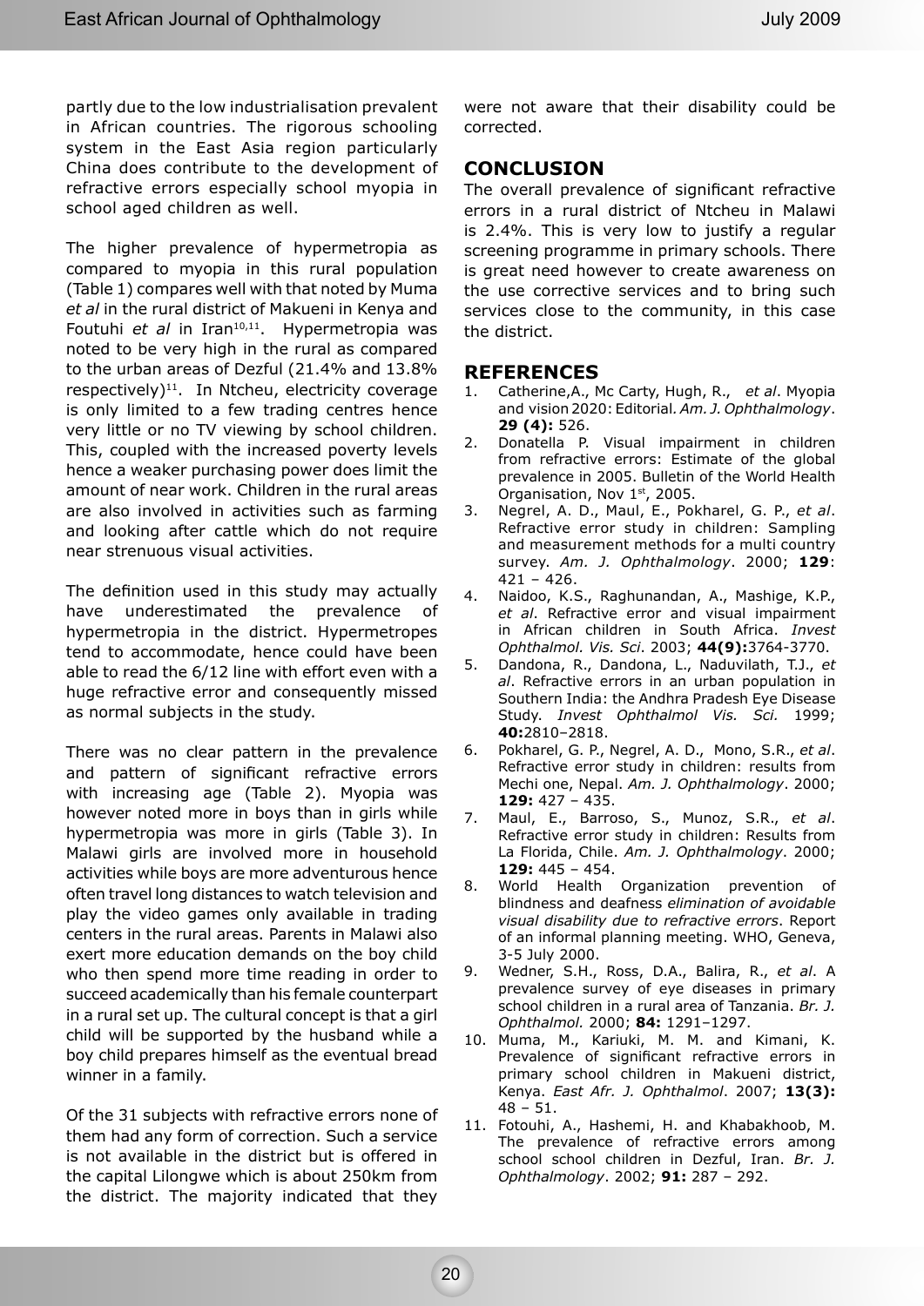partly due to the low industrialisation prevalent in African countries. The rigorous schooling system in the East Asia region particularly China does contribute to the development of refractive errors especially school myopia in school aged children as well.

The higher prevalence of hypermetropia as compared to myopia in this rural population (Table 1) compares well with that noted by Muma *et al* in the rural district of Makueni in Kenya and Foutuhi *et al* in Iran[10,11]. Hypermetropia was noted to be very high in the rural as compared to the urban areas of Dezful (21.4% and 13.8% respectively)[11]. In Ntcheu, electricity coverage is only limited to a few trading centres hence very little or no TV viewing by school children. This, coupled with the increased poverty levels hence a weaker purchasing power does limit the amount of near work. Children in the rural areas are also involved in activities such as farming and looking after cattle which do not require near strenuous visual activities.

The definition used in this study may actually have underestimated the prevalence of hypermetropia in the district. Hypermetropes tend to accommodate, hence could have been able to read the 6/12 line with effort even with a huge refractive error and consequently missed as normal subjects in the study.

There was no clear pattern in the prevalence and pattern of significant refractive errors with increasing age (Table 2). Myopia was however noted more in boys than in girls while hypermetropia was more in girls (Table 3). In Malawi girls are involved more in household activities while boys are more adventurous hence often travel long distances to watch television and play the video games only available in trading centers in the rural areas. Parents in Malawi also exert more education demands on the boy child who then spend more time reading in order to succeed academically than his female counterpart in a rural set up. The cultural concept is that a girl child will be supported by the husband while a boy child prepares himself as the eventual bread winner in a family.

Of the 31 subjects with refractive errors none of them had any form of correction. Such a service is not available in the district but is offered in the capital Lilongwe which is about 250km from the district. The majority indicated that they were not aware that their disability could be corrected.

## CONCLUSION

The overall prevalence of significant refractive errors in a rural district of Ntcheu in Malawi is 2.4%. This is very low to justify a regular screening programme in primary schools. There is great need however to create awareness on the use corrective services and to bring such services close to the community, in this case the district.

## REFERENCES

1. Catherine,A., Mc Carty, Hugh, R., *et al*. Myopia and vision 2020: Editorial. *Am. J. Ophthalmology*. **29 (4):** 526.
2. Donatella P. Visual impairment in children from refractive errors: Estimate of the global prevalence in 2005. Bulletin of the World Health Organisation, Nov 1st, 2005.
3. Negrel, A. D., Maul, E., Pokharel, G. P., *et al*. Refractive error study in children: Sampling and measurement methods for a multi country survey. *Am. J. Ophthalmology*. 2000; **129**: 421 – 426.
4. Naidoo, K.S., Raghunandan, A., Mashige, K.P., *et al*. Refractive error and visual impairment in African children in South Africa. *Invest Ophthalmol. Vis. Sci*. 2003; **44(9):**3764-3770.
5. Dandona, R., Dandona, L., Naduvilath, T.J., *et al*. Refractive errors in an urban population in Southern India: the Andhra Pradesh Eye Disease Study. *Invest Ophthalmol Vis. Sci.* 1999; **40:**2810–2818.
6. Pokharel, G. P., Negrel, A. D., Mono, S.R., *et al*. Refractive error study in children: results from Mechi one, Nepal. *Am. J. Ophthalmology*. 2000; **129:** 427 – 435.
7. Maul, E., Barroso, S., Munoz, S.R., *et al*. Refractive error study in children: Results from La Florida, Chile. *Am. J. Ophthalmology*. 2000; **129:** 445 – 454.
8. World Health Organization prevention of blindness and deafness *elimination of avoidable visual disability due to refractive errors*. Report of an informal planning meeting. WHO, Geneva, 3-5 July 2000.
9. Wedner, S.H., Ross, D.A., Balira, R., *et al*. A prevalence survey of eye diseases in primary school children in a rural area of Tanzania. *Br. J. Ophthalmol.* 2000; **84:** 1291–1297.
10. Muma, M., Kariuki, M. M. and Kimani, K. Prevalence of significant refractive errors in primary school children in Makueni district, Kenya. *East Afr. J. Ophthalmol*. 2007; **13(3):** 48 – 51.
11. Fotouhi, A., Hashemi, H. and Khabakhoob, M. The prevalence of refractive errors among school school children in Dezful, Iran. *Br. J. Ophthalmology*. 2002; **91:** 287 – 292.